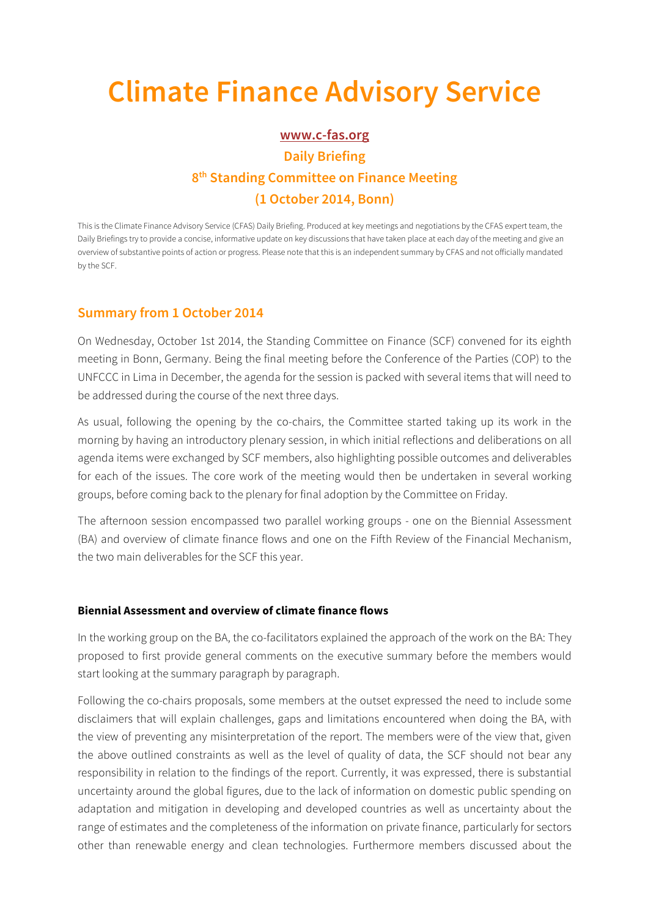# Climate Finance Advisory Service

**www.c-fas.org**

**Daily Briefing**

**8th Standing Committee on Finance Meeting**

**(1 October 2014, Bonn)**

This is the Climate Finance Advisory Service (CFAS) Daily Briefing. Produced at key meetings and negotiations by the CFAS expert team, the Daily Briefings try to provide a concise, informative update on key discussions that have taken place at each day of the meeting and give an overview of substantive points of action or progress. Please note that this is an independent summary by CFAS and not officially mandated by the SCF.

## Summary from 1 October 2014

On Wednesday, October 1st 2014, the Standing Committee on Finance (SCF) convened for its eighth meeting in Bonn, Germany. Being the final meeting before the Conference of the Parties (COP) to the UNFCCC in Lima in December, the agenda for the session is packed with several items that will need to be addressed during the course of the next three days.

As usual, following the opening by the co-chairs, the Committee started taking up its work in the morning by having an introductory plenary session, in which initial reflections and deliberations on all agenda items were exchanged by SCF members, also highlighting possible outcomes and deliverables for each of the issues. The core work of the meeting would then be undertaken in several working groups, before coming back to the plenary for final adoption by the Committee on Friday.

The afternoon session encompassed two parallel working groups - one on the Biennial Assessment (BA) and overview of climate finance flows and one on the Fifth Review of the Financial Mechanism, the two main deliverables for the SCF this year.

### Biennial Assessment and overview of climate finance flows

In the working group on the BA, the co-facilitators explained the approach of the work on the BA: They proposed to first provide general comments on the executive summary before the members would start looking at the summary paragraph by paragraph.

Following the co-chairs proposals, some members at the outset expressed the need to include some disclaimers that will explain challenges, gaps and limitations encountered when doing the BA, with the view of preventing any misinterpretation of the report. The members were of the view that, given the above outlined constraints as well as the level of quality of data, the SCF should not bear any responsibility in relation to the findings of the report. Currently, it was expressed, there is substantial uncertainty around the global figures, due to the lack of information on domestic public spending on adaptation and mitigation in developing and developed countries as well as uncertainty about the range of estimates and the completeness of the information on private finance, particularly for sectors other than renewable energy and clean technologies. Furthermore members discussed about the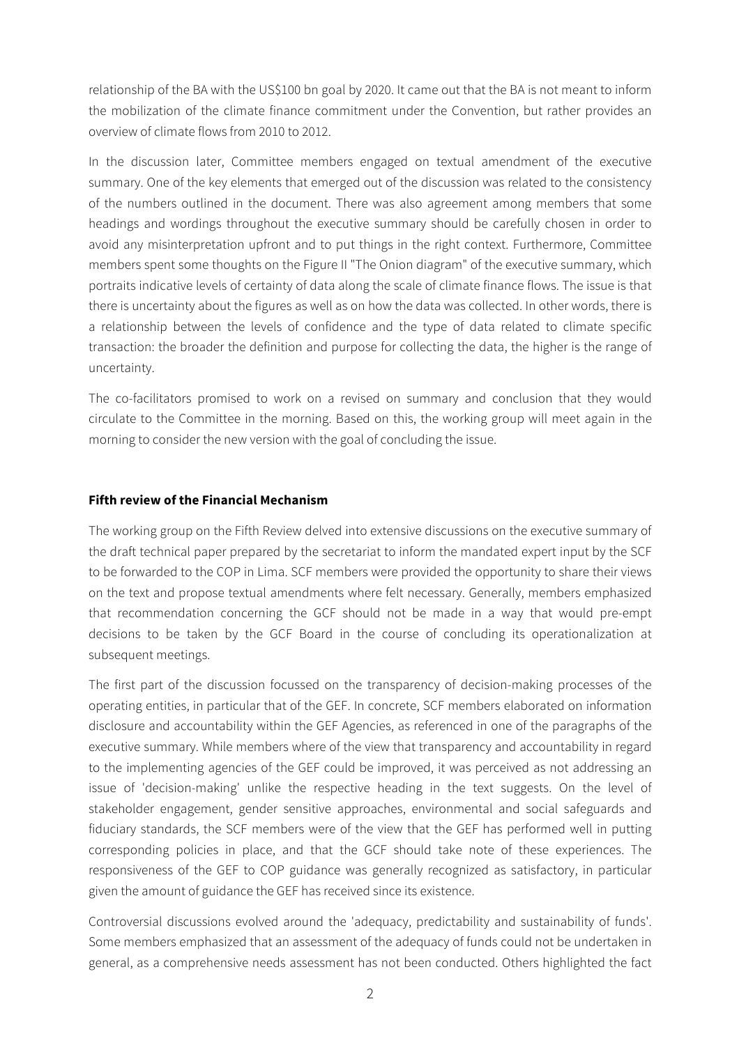relationship of the BA with the US$100 bn goal by 2020. It came out that the BA is not meant to inform the mobilization of the climate finance commitment under the Convention, but rather provides an overview of climate flows from 2010 to 2012.

In the discussion later, Committee members engaged on textual amendment of the executive summary. One of the key elements that emerged out of the discussion was related to the consistency of the numbers outlined in the document. There was also agreement among members that some headings and wordings throughout the executive summary should be carefully chosen in order to avoid any misinterpretation upfront and to put things in the right context. Furthermore, Committee members spent some thoughts on the Figure II "The Onion diagram" of the executive summary, which portraits indicative levels of certainty of data along the scale of climate finance flows. The issue is that there is uncertainty about the figures as well as on how the data was collected. In other words, there is a relationship between the levels of confidence and the type of data related to climate specific transaction: the broader the definition and purpose for collecting the data, the higher is the range of uncertainty.

The co-facilitators promised to work on a revised on summary and conclusion that they would circulate to the Committee in the morning. Based on this, the working group will meet again in the morning to consider the new version with the goal of concluding the issue.

**Fifth review of the Financial Mechanism**

The working group on the Fifth Review delved into extensive discussions on the executive summary of the draft technical paper prepared by the secretariat to inform the mandated expert input by the SCF to be forwarded to the COP in Lima. SCF members were provided the opportunity to share their views on the text and propose textual amendments where felt necessary. Generally, members emphasized that recommendation concerning the GCF should not be made in a way that would pre-empt decisions to be taken by the GCF Board in the course of concluding its operationalization at subsequent meetings.

The first part of the discussion focussed on the transparency of decision-making processes of the operating entities, in particular that of the GEF. In concrete, SCF members elaborated on information disclosure and accountability within the GEF Agencies, as referenced in one of the paragraphs of the executive summary. While members where of the view that transparency and accountability in regard to the implementing agencies of the GEF could be improved, it was perceived as not addressing an issue of 'decision-making' unlike the respective heading in the text suggests. On the level of stakeholder engagement, gender sensitive approaches, environmental and social safeguards and fiduciary standards, the SCF members were of the view that the GEF has performed well in putting corresponding policies in place, and that the GCF should take note of these experiences. The responsiveness of the GEF to COP guidance was generally recognized as satisfactory, in particular given the amount of guidance the GEF has received since its existence.

Controversial discussions evolved around the 'adequacy, predictability and sustainability of funds'. Some members emphasized that an assessment of the adequacy of funds could not be undertaken in general, as a comprehensive needs assessment has not been conducted. Others highlighted the fact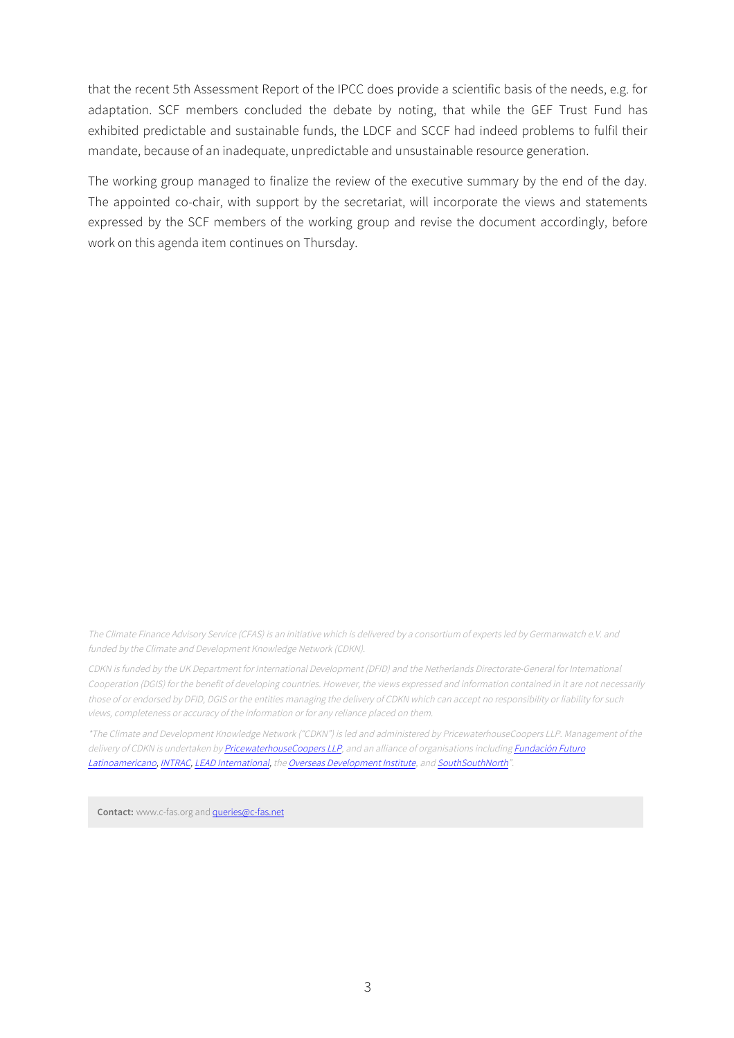that the recent 5th Assessment Report of the IPCC does provide a scientific basis of the needs, e.g. for adaptation. SCF members concluded the debate by noting, that while the GEF Trust Fund has exhibited predictable and sustainable funds, the LDCF and SCCF had indeed problems to fulfil their mandate, because of an inadequate, unpredictable and unsustainable resource generation.

The working group managed to finalize the review of the executive summary by the end of the day. The appointed co-chair, with support by the secretariat, will incorporate the views and statements expressed by the SCF members of the working group and revise the document accordingly, before work on this agenda item continues on Thursday.

*The Climate Finance Advisory Service (CFAS) is an initiative which is delivered by a consortium of experts led by Germanwatch e.V. and funded by the Climate and Development Knowledge Network (CDKN).*

*CDKN is funded by the UK Department for International Development (DFID) and the Netherlands Directorate-General for International Cooperation (DGIS) for the benefit of developing countries. However, the views expressed and information contained in it are not necessarily those of or endorsed by DFID, DGIS or the entities managing the delivery of CDKN which can accept no responsibility or liability for such views, completeness or accuracy of the information or for any reliance placed on them.*

*\*The Climate and Development Knowledge Network ("CDKN") is led and administered by PricewaterhouseCoopers LLP. Management of the delivery of CDKN is undertaken by PricewaterhouseCoopers LLP, and an alliance of organisations including Fundación Futuro Latinoamericano, INTRAC, LEAD International, the Overseas Development Institute, and SouthSouthNorth".*

**Contact:** www.c-fas.org and queries@c-fas.net